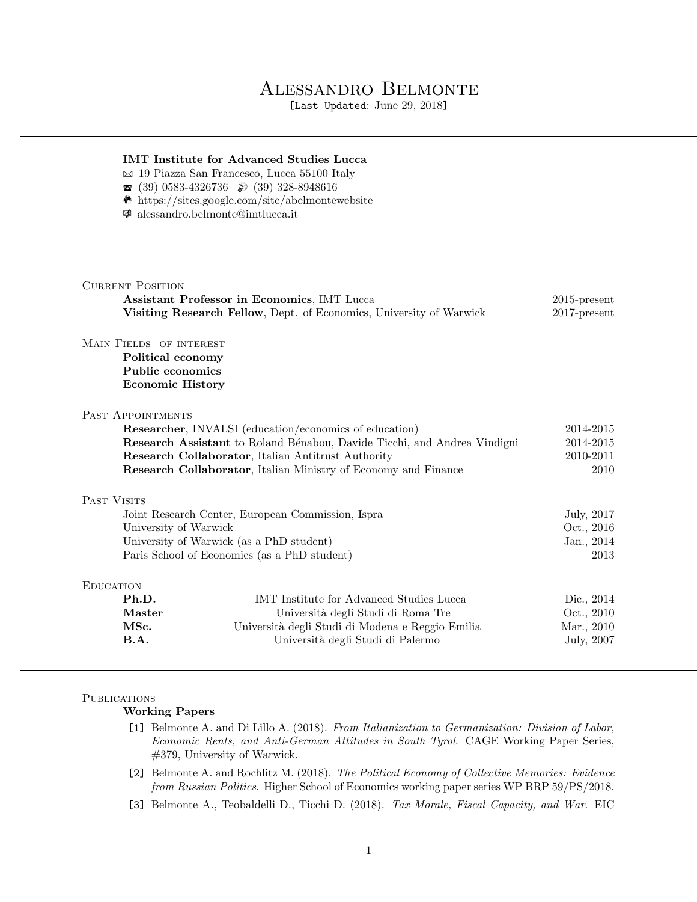# Alessandro Belmonte

[Last Updated: June 29, 2018]

---

**IMT Institute for Advanced Studies Lucca**
19 Piazza San Francesco, Lucca 55100 Italy
(39) 0583-4326736 (39) 328-8948616
https://sites.google.com/site/abelmontewebsite
alessandro.belmonte@imtlucca.it

---

## Current Position

| | |
|---|---|
| **Assistant Professor in Economics**, IMT Lucca | 2015-present |
| **Visiting Research Fellow**, Dept. of Economics, University of Warwick | 2017-present |

## Main Fields of interest

**Political economy**
**Public economics**
**Economic History**

## Past Appointments

| | |
|---|---|
| **Researcher**, INVALSI (education/economics of education) | 2014-2015 |
| **Research Assistant** to Roland Bénabou, Davide Ticchi, and Andrea Vindigni | 2014-2015 |
| **Research Collaborator**, Italian Antitrust Authority | 2010-2011 |
| **Research Collaborator**, Italian Ministry of Economy and Finance | 2010 |

## Past Visits

| | |
|---|---|
| Joint Research Center, European Commission, Ispra | July, 2017 |
| University of Warwick | Oct., 2016 |
| University of Warwick (as a PhD student) | Jan., 2014 |
| Paris School of Economics (as a PhD student) | 2013 |

## Education

| | | |
|---|---|---|
| **Ph.D.** | IMT Institute for Advanced Studies Lucca | Dic., 2014 |
| **Master** | Università degli Studi di Roma Tre | Oct., 2010 |
| **MSc.** | Università degli Studi di Modena e Reggio Emilia | Mar., 2010 |
| **B.A.** | Università degli Studi di Palermo | July, 2007 |

---

## Publications

### Working Papers

[1] Belmonte A. and Di Lillo A. (2018). *From Italianization to Germanization: Division of Labor, Economic Rents, and Anti-German Attitudes in South Tyrol*. CAGE Working Paper Series, #379, University of Warwick.

[2] Belmonte A. and Rochlitz M. (2018). *The Political Economy of Collective Memories: Evidence from Russian Politics*. Higher School of Economics working paper series WP BRP 59/PS/2018.

[3] Belmonte A., Teobaldelli D., Ticchi D. (2018). *Tax Morale, Fiscal Capacity, and War*. EIC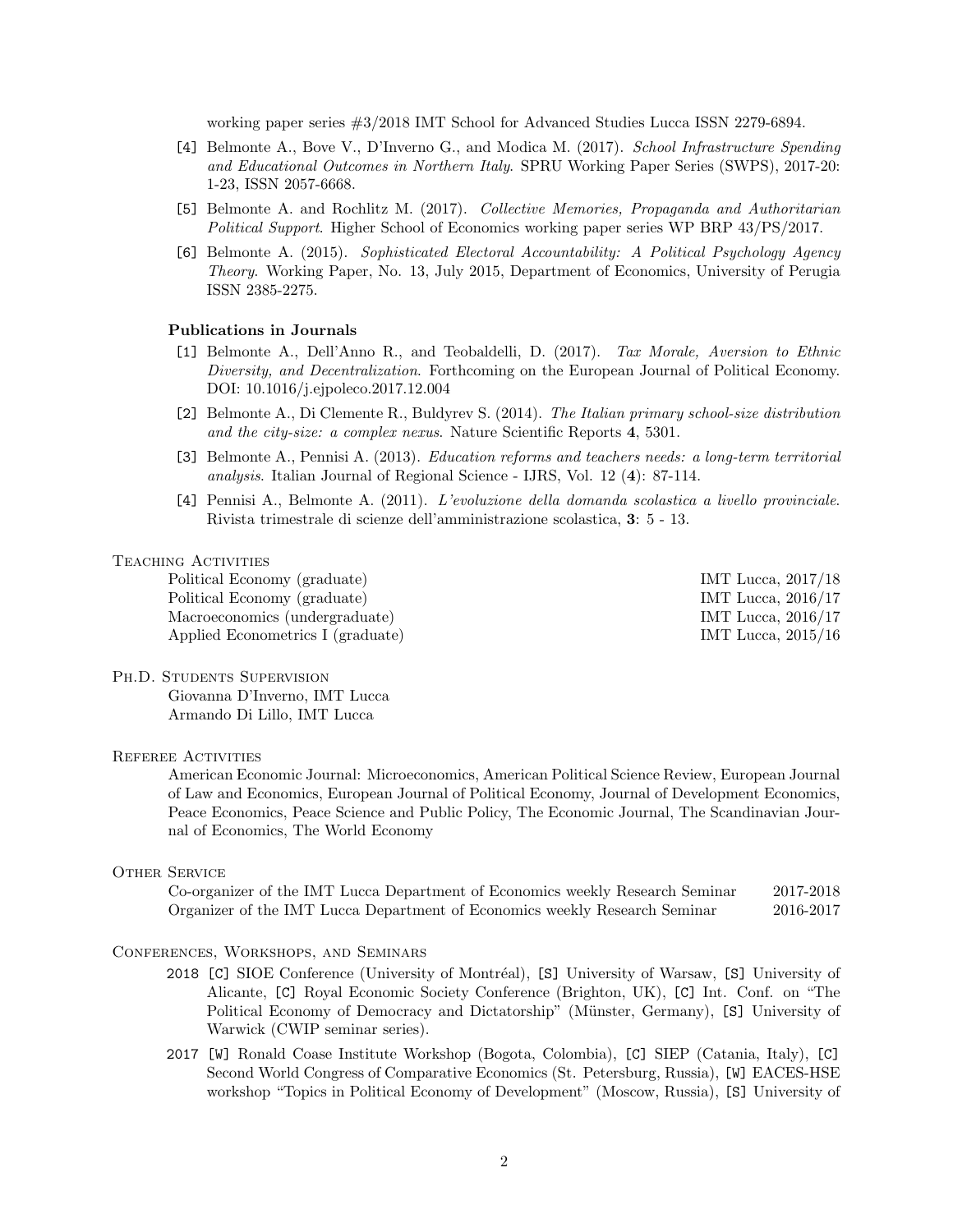working paper series #3/2018 IMT School for Advanced Studies Lucca ISSN 2279-6894.

[4] Belmonte A., Bove V., D'Inverno G., and Modica M. (2017). *School Infrastructure Spending and Educational Outcomes in Northern Italy*. SPRU Working Paper Series (SWPS), 2017-20: 1-23, ISSN 2057-6668.

[5] Belmonte A. and Rochlitz M. (2017). *Collective Memories, Propaganda and Authoritarian Political Support*. Higher School of Economics working paper series WP BRP 43/PS/2017.

[6] Belmonte A. (2015). *Sophisticated Electoral Accountability: A Political Psychology Agency Theory*. Working Paper, No. 13, July 2015, Department of Economics, University of Perugia ISSN 2385-2275.

### Publications in Journals

[1] Belmonte A., Dell'Anno R., and Teobaldelli, D. (2017). *Tax Morale, Aversion to Ethnic Diversity, and Decentralization*. Forthcoming on the European Journal of Political Economy. DOI: 10.1016/j.ejpoleco.2017.12.004

[2] Belmonte A., Di Clemente R., Buldyrev S. (2014). *The Italian primary school-size distribution and the city-size: a complex nexus*. Nature Scientific Reports **4**, 5301.

[3] Belmonte A., Pennisi A. (2013). *Education reforms and teachers needs: a long-term territorial analysis*. Italian Journal of Regional Science - IJRS, Vol. 12 (**4**): 87-114.

[4] Pennisi A., Belmonte A. (2011). *L'evoluzione della domanda scolastica a livello provinciale*. Rivista trimestrale di scienze dell'amministrazione scolastica, **3**: 5 - 13.

## Teaching Activities

| | |
|---|---|
| Political Economy (graduate) | IMT Lucca, 2017/18 |
| Political Economy (graduate) | IMT Lucca, 2016/17 |
| Macroeconomics (undergraduate) | IMT Lucca, 2016/17 |
| Applied Econometrics I (graduate) | IMT Lucca, 2015/16 |

## Ph.D. Students Supervision

Giovanna D'Inverno, IMT Lucca
Armando Di Lillo, IMT Lucca

## Referee Activities

American Economic Journal: Microeconomics, American Political Science Review, European Journal of Law and Economics, European Journal of Political Economy, Journal of Development Economics, Peace Economics, Peace Science and Public Policy, The Economic Journal, The Scandinavian Journal of Economics, The World Economy

## Other Service

| | |
|---|---|
| Co-organizer of the IMT Lucca Department of Economics weekly Research Seminar | 2017-2018 |
| Organizer of the IMT Lucca Department of Economics weekly Research Seminar | 2016-2017 |

## Conferences, Workshops, and Seminars

2018 [C] SIOE Conference (University of Montréal), [S] University of Warsaw, [S] University of Alicante, [C] Royal Economic Society Conference (Brighton, UK), [C] Int. Conf. on "The Political Economy of Democracy and Dictatorship" (Münster, Germany), [S] University of Warwick (CWIP seminar series).

2017 [W] Ronald Coase Institute Workshop (Bogota, Colombia), [C] SIEP (Catania, Italy), [C] Second World Congress of Comparative Economics (St. Petersburg, Russia), [W] EACES-HSE workshop "Topics in Political Economy of Development" (Moscow, Russia), [S] University of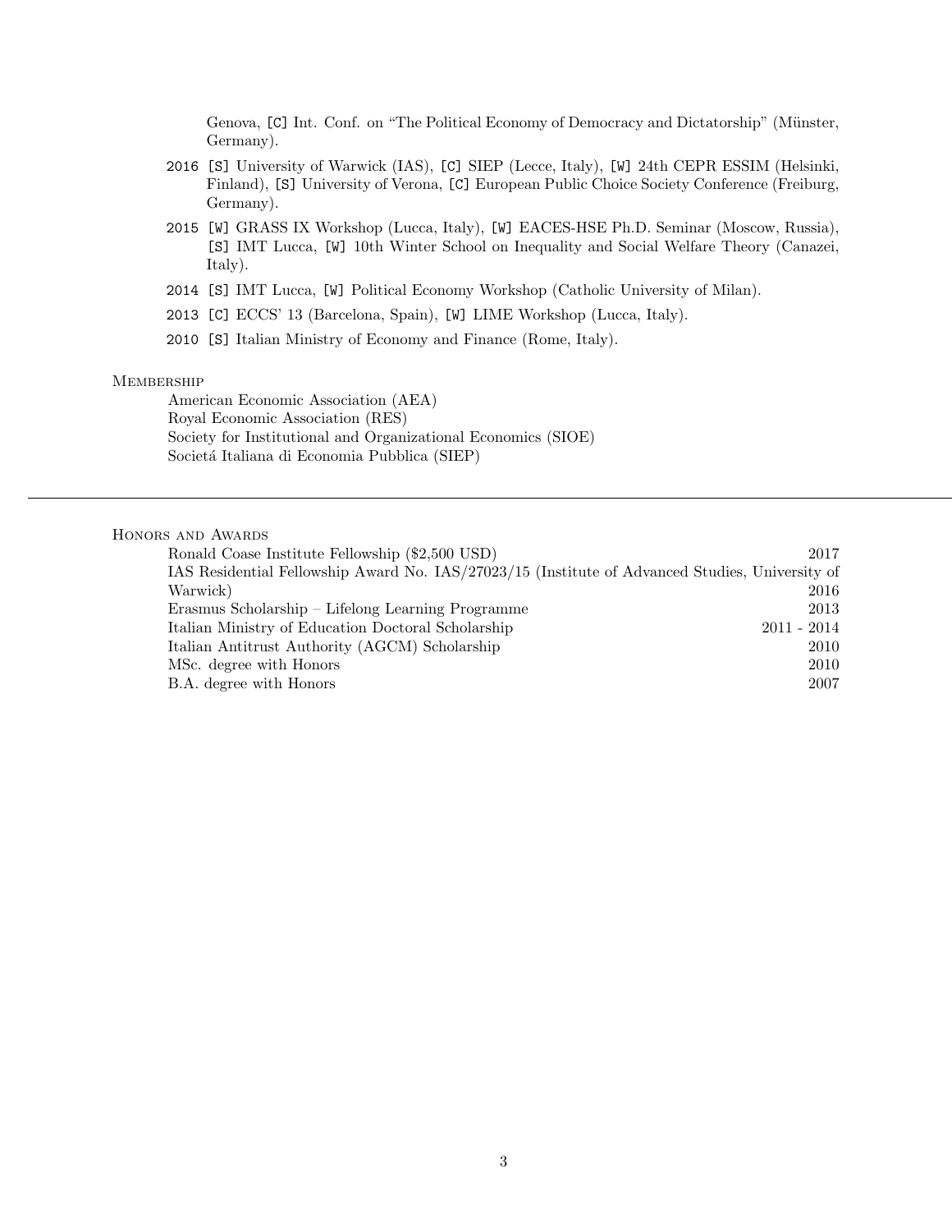Genova, [C] Int. Conf. on "The Political Economy of Democracy and Dictatorship" (Münster, Germany).

- 2016 [S] University of Warwick (IAS), [C] SIEP (Lecce, Italy), [W] 24th CEPR ESSIM (Helsinki, Finland), [S] University of Verona, [C] European Public Choice Society Conference (Freiburg, Germany).
- 2015 [W] GRASS IX Workshop (Lucca, Italy), [W] EACES-HSE Ph.D. Seminar (Moscow, Russia), [S] IMT Lucca, [W] 10th Winter School on Inequality and Social Welfare Theory (Canazei, Italy).
- 2014 [S] IMT Lucca, [W] Political Economy Workshop (Catholic University of Milan).
- 2013 [C] ECCS' 13 (Barcelona, Spain), [W] LIME Workshop (Lucca, Italy).
- 2010 [S] Italian Ministry of Economy and Finance (Rome, Italy).

## Membership

American Economic Association (AEA)
Royal Economic Association (RES)
Society for Institutional and Organizational Economics (SIOE)
Societá Italiana di Economia Pubblica (SIEP)

---

## Honors and Awards

| | |
|---|---|
| Ronald Coase Institute Fellowship ($2,500 USD) | 2017 |
| IAS Residential Fellowship Award No. IAS/27023/15 (Institute of Advanced Studies, University of Warwick) | 2016 |
| Erasmus Scholarship – Lifelong Learning Programme | 2013 |
| Italian Ministry of Education Doctoral Scholarship | 2011 - 2014 |
| Italian Antitrust Authority (AGCM) Scholarship | 2010 |
| MSc. degree with Honors | 2010 |
| B.A. degree with Honors | 2007 |